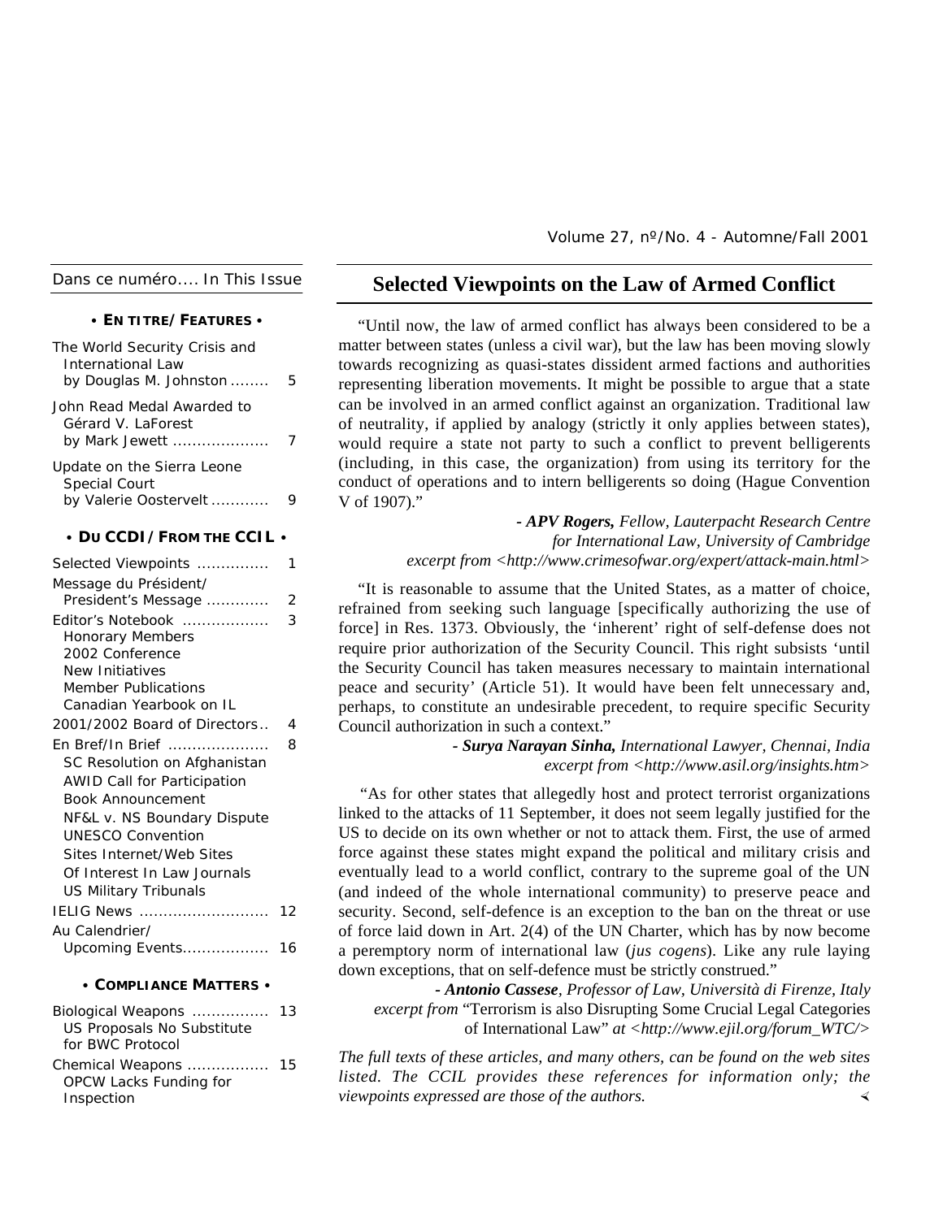## Dans ce numéro.... In This Issue

**• EN TITRE/ FEATURES •**

The World Security Crisis and International Law
by Douglas M. Johnston ........ 5

John Read Medal Awarded to Gérard V. LaForest
by Mark Jewett .................... 7

Update on the Sierra Leone Special Court
by Valerie Oosterveld ............ 9

**• DU CCDI / FROM THE CCIL •**

Selected Viewpoints ............... 1

Message du Président/ President's Message ............. 2

Editor's Notebook .................. 3
- Honorary Members
- 2002 Conference
- New Initiatives
- Member Publications
- Canadian Yearbook on IL

2001/2002 Board of Directors.. 4

En Bref/In Brief ..................... 8
- SC Resolution on Afghanistan
- AWID Call for Participation
- Book Announcement
- NF&L v. NS Boundary Dispute
- UNESCO Convention
- Sites Internet/Web Sites
- Of Interest In Law Journals
- US Military Tribunals

IELIG News ........................... 12

Au Calendrier/ Upcoming Events.................. 16

**• COMPLIANCE MATTERS •**

Biological Weapons ................ 13
- US Proposals No Substitute for BWC Protocol

Chemical Weapons ................. 15
- OPCW Lacks Funding for Inspection

# Selected Viewpoints on the Law of Armed Conflict

"Until now, the law of armed conflict has always been considered to be a matter between states (unless a civil war), but the law has been moving slowly towards recognizing as quasi-states dissident armed factions and authorities representing liberation movements. It might be possible to argue that a state can be involved in an armed conflict against an organization. Traditional law of neutrality, if applied by analogy (strictly it only applies between states), would require a state not party to such a conflict to prevent belligerents (including, in this case, the organization) from using its territory for the conduct of operations and to intern belligerents so doing (Hague Convention V of 1907)."

*- **APV Rogers,** Fellow, Lauterpacht Research Centre for International Law, University of Cambridge*
*excerpt from <http://www.crimesofwar.org/expert/attack-main.html>*

"It is reasonable to assume that the United States, as a matter of choice, refrained from seeking such language [specifically authorizing the use of force] in Res. 1373. Obviously, the 'inherent' right of self-defense does not require prior authorization of the Security Council. This right subsists 'until the Security Council has taken measures necessary to maintain international peace and security' (Article 51). It would have been felt unnecessary and, perhaps, to constitute an undesirable precedent, to require specific Security Council authorization in such a context."

*- **Surya Narayan Sinha,** International Lawyer, Chennai, India*
*excerpt from <http://www.asil.org/insights.htm>*

"As for other states that allegedly host and protect terrorist organizations linked to the attacks of 11 September, it does not seem legally justified for the US to decide on its own whether or not to attack them. First, the use of armed force against these states might expand the political and military crisis and eventually lead to a world conflict, contrary to the supreme goal of the UN (and indeed of the whole international community) to preserve peace and security. Second, self-defence is an exception to the ban on the threat or use of force laid down in Art. 2(4) of the UN Charter, which has by now become a peremptory norm of international law (*jus cogens*). Like any rule laying down exceptions, that on self-defence must be strictly construed."

*- **Antonio Cassese**, Professor of Law, Università di Firenze, Italy*
*excerpt from* "Terrorism is also Disrupting Some Crucial Legal Categories of International Law" *at <http://www.ejil.org/forum_WTC/>*

*The full texts of these articles, and many others, can be found on the web sites listed. The CCIL provides these references for information only; the viewpoints expressed are those of the authors.*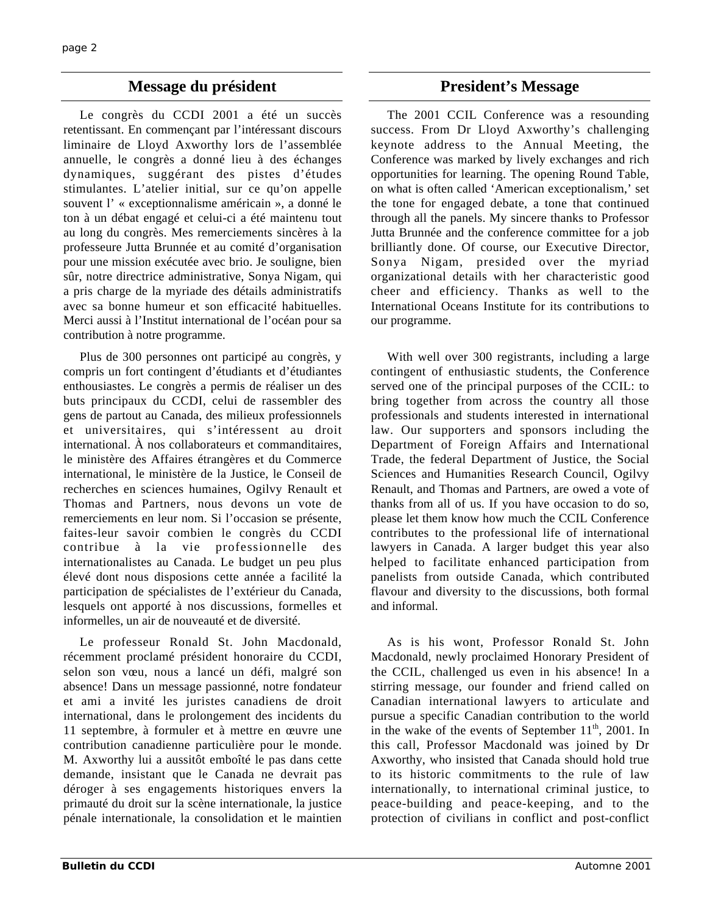## Message du président

Le congrès du CCDI 2001 a été un succès retentissant. En commençant par l'intéressant discours liminaire de Lloyd Axworthy lors de l'assemblée annuelle, le congrès a donné lieu à des échanges dynamiques, suggérant des pistes d'études stimulantes. L'atelier initial, sur ce qu'on appelle souvent l' « exceptionnalisme américain », a donné le ton à un débat engagé et celui-ci a été maintenu tout au long du congrès. Mes remerciements sincères à la professeure Jutta Brunnée et au comité d'organisation pour une mission exécutée avec brio. Je souligne, bien sûr, notre directrice administrative, Sonya Nigam, qui a pris charge de la myriade des détails administratifs avec sa bonne humeur et son efficacité habituelles. Merci aussi à l'Institut international de l'océan pour sa contribution à notre programme.

Plus de 300 personnes ont participé au congrès, y compris un fort contingent d'étudiants et d'étudiantes enthousiastes. Le congrès a permis de réaliser un des buts principaux du CCDI, celui de rassembler des gens de partout au Canada, des milieux professionnels et universitaires, qui s'intéressent au droit international. À nos collaborateurs et commanditaires, le ministère des Affaires étrangères et du Commerce international, le ministère de la Justice, le Conseil de recherches en sciences humaines, Ogilvy Renault et Thomas and Partners, nous devons un vote de remerciements en leur nom. Si l'occasion se présente, faites-leur savoir combien le congrès du CCDI contribue à la vie professionnelle des internationalistes au Canada. Le budget un peu plus élevé dont nous disposions cette année a facilité la participation de spécialistes de l'extérieur du Canada, lesquels ont apporté à nos discussions, formelles et informelles, un air de nouveauté et de diversité.

Le professeur Ronald St. John Macdonald, récemment proclamé président honoraire du CCDI, selon son vœu, nous a lancé un défi, malgré son absence! Dans un message passionné, notre fondateur et ami a invité les juristes canadiens de droit international, dans le prolongement des incidents du 11 septembre, à formuler et à mettre en œuvre une contribution canadienne particulière pour le monde. M. Axworthy lui a aussitôt emboîté le pas dans cette demande, insistant que le Canada ne devrait pas déroger à ses engagements historiques envers la primauté du droit sur la scène internationale, la justice pénale internationale, la consolidation et le maintien

## President's Message

The 2001 CCIL Conference was a resounding success. From Dr Lloyd Axworthy's challenging keynote address to the Annual Meeting, the Conference was marked by lively exchanges and rich opportunities for learning. The opening Round Table, on what is often called 'American exceptionalism,' set the tone for engaged debate, a tone that continued through all the panels. My sincere thanks to Professor Jutta Brunnée and the conference committee for a job brilliantly done. Of course, our Executive Director, Sonya Nigam, presided over the myriad organizational details with her characteristic good cheer and efficiency. Thanks as well to the International Oceans Institute for its contributions to our programme.

With well over 300 registrants, including a large contingent of enthusiastic students, the Conference served one of the principal purposes of the CCIL: to bring together from across the country all those professionals and students interested in international law. Our supporters and sponsors including the Department of Foreign Affairs and International Trade, the federal Department of Justice, the Social Sciences and Humanities Research Council, Ogilvy Renault, and Thomas and Partners, are owed a vote of thanks from all of us. If you have occasion to do so, please let them know how much the CCIL Conference contributes to the professional life of international lawyers in Canada. A larger budget this year also helped to facilitate enhanced participation from panelists from outside Canada, which contributed flavour and diversity to the discussions, both formal and informal.

As is his wont, Professor Ronald St. John Macdonald, newly proclaimed Honorary President of the CCIL, challenged us even in his absence! In a stirring message, our founder and friend called on Canadian international lawyers to articulate and pursue a specific Canadian contribution to the world in the wake of the events of September 11th, 2001. In this call, Professor Macdonald was joined by Dr Axworthy, who insisted that Canada should hold true to its historic commitments to the rule of law internationally, to international criminal justice, to peace-building and peace-keeping, and to the protection of civilians in conflict and post-conflict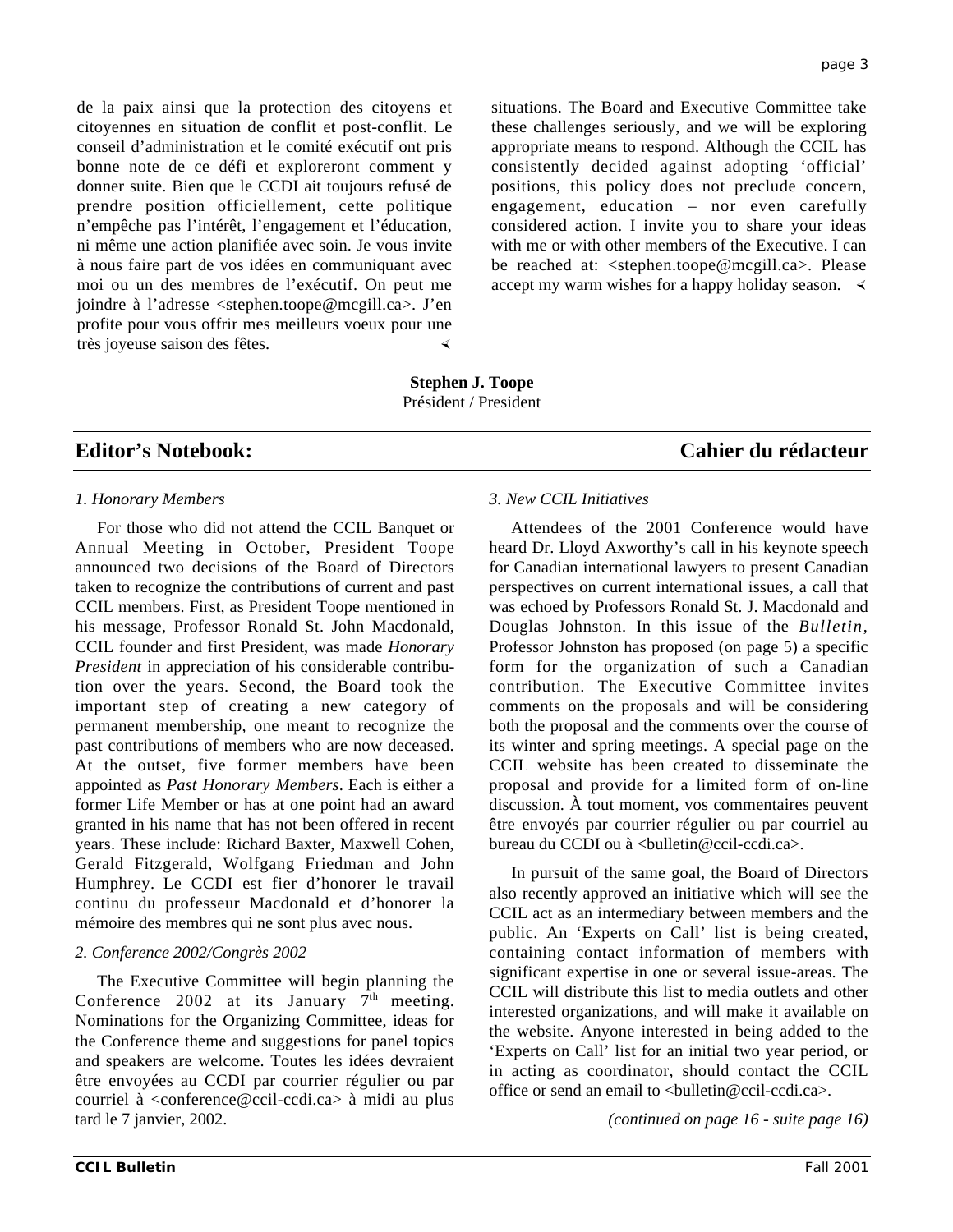de la paix ainsi que la protection des citoyens et citoyennes en situation de conflit et post-conflit. Le conseil d'administration et le comité exécutif ont pris bonne note de ce défi et exploreront comment y donner suite. Bien que le CCDI ait toujours refusé de prendre position officiellement, cette politique n'empêche pas l'intérêt, l'engagement et l'éducation, ni même une action planifiée avec soin. Je vous invite à nous faire part de vos idées en communiquant avec moi ou un des membres de l'exécutif. On peut me joindre à l'adresse <stephen.toope@mcgill.ca>. J'en profite pour vous offrir mes meilleurs voeux pour une très joyeuse saison des fêtes.

situations. The Board and Executive Committee take these challenges seriously, and we will be exploring appropriate means to respond. Although the CCIL has consistently decided against adopting 'official' positions, this policy does not preclude concern, engagement, education – nor even carefully considered action. I invite you to share your ideas with me or with other members of the Executive. I can be reached at: <stephen.toope@mcgill.ca>. Please accept my warm wishes for a happy holiday season.

**Stephen J. Toope**
Président / President

## Editor's Notebook: Cahier du rédacteur

*1. Honorary Members*

For those who did not attend the CCIL Banquet or Annual Meeting in October, President Toope announced two decisions of the Board of Directors taken to recognize the contributions of current and past CCIL members. First, as President Toope mentioned in his message, Professor Ronald St. John Macdonald, CCIL founder and first President, was made *Honorary President* in appreciation of his considerable contribution over the years. Second, the Board took the important step of creating a new category of permanent membership, one meant to recognize the past contributions of members who are now deceased. At the outset, five former members have been appointed as *Past Honorary Members*. Each is either a former Life Member or has at one point had an award granted in his name that has not been offered in recent years. These include: Richard Baxter, Maxwell Cohen, Gerald Fitzgerald, Wolfgang Friedman and John Humphrey. Le CCDI est fier d'honorer le travail continu du professeur Macdonald et d'honorer la mémoire des membres qui ne sont plus avec nous.

*2. Conference 2002/Congrès 2002*

The Executive Committee will begin planning the Conference 2002 at its January 7th meeting. Nominations for the Organizing Committee, ideas for the Conference theme and suggestions for panel topics and speakers are welcome. Toutes les idées devraient être envoyées au CCDI par courrier régulier ou par courriel à <conference@ccil-ccdi.ca> à midi au plus tard le 7 janvier, 2002.

*3. New CCIL Initiatives*

Attendees of the 2001 Conference would have heard Dr. Lloyd Axworthy's call in his keynote speech for Canadian international lawyers to present Canadian perspectives on current international issues, a call that was echoed by Professors Ronald St. J. Macdonald and Douglas Johnston. In this issue of the *Bulletin*, Professor Johnston has proposed (on page 5) a specific form for the organization of such a Canadian contribution. The Executive Committee invites comments on the proposals and will be considering both the proposal and the comments over the course of its winter and spring meetings. A special page on the CCIL website has been created to disseminate the proposal and provide for a limited form of on-line discussion. À tout moment, vos commentaires peuvent être envoyés par courrier régulier ou par courriel au bureau du CCDI ou à <bulletin@ccil-ccdi.ca>.

In pursuit of the same goal, the Board of Directors also recently approved an initiative which will see the CCIL act as an intermediary between members and the public. An 'Experts on Call' list is being created, containing contact information of members with significant expertise in one or several issue-areas. The CCIL will distribute this list to media outlets and other interested organizations, and will make it available on the website. Anyone interested in being added to the 'Experts on Call' list for an initial two year period, or in acting as coordinator, should contact the CCIL office or send an email to <bulletin@ccil-ccdi.ca>.

*(continued on page 16 - suite page 16)*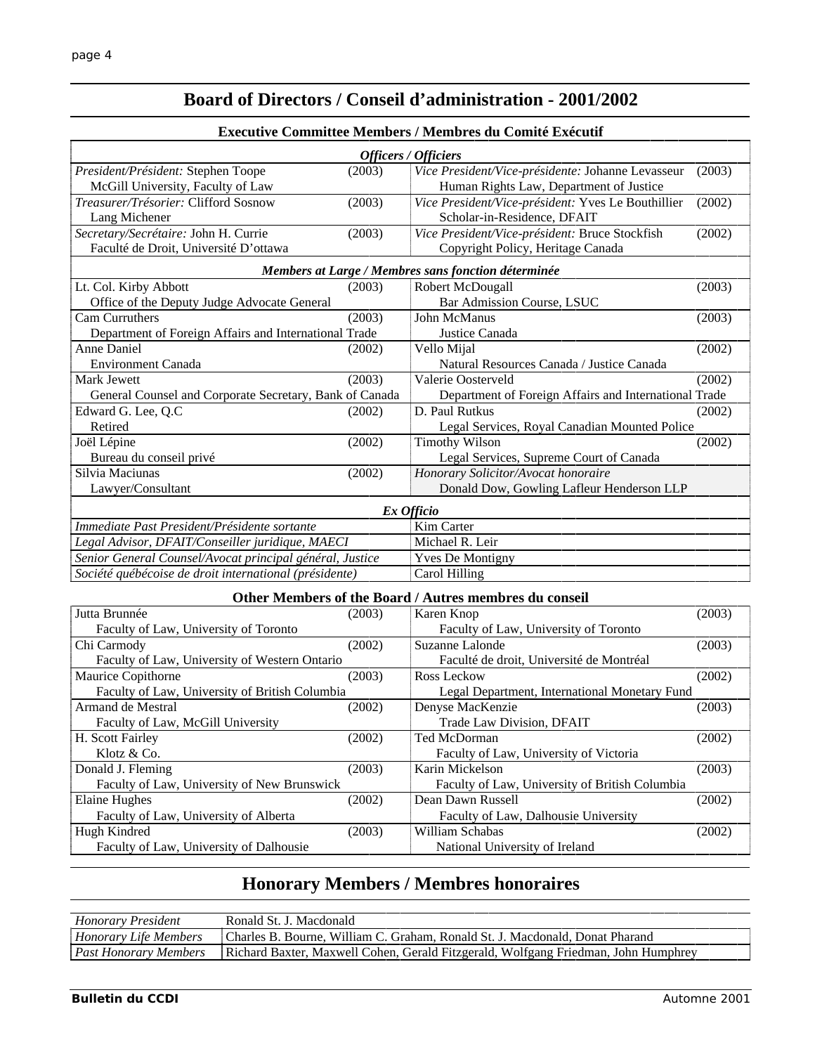# Board of Directors / Conseil d'administration - 2001/2002

## Executive Committee Members / Membres du Comité Exécutif

| *Officers / Officiers* | | | |
|---|---|---|---|
| *President/Président:* Stephen Toope<br>McGill University, Faculty of Law | (2003) | *Vice President/Vice-présidente:* Johanne Levasseur<br>Human Rights Law, Department of Justice | (2003) |
| *Treasurer/Trésorier:* Clifford Sosnow<br>Lang Michener | (2003) | *Vice President/Vice-président:* Yves Le Bouthillier<br>Scholar-in-Residence, DFAIT | (2002) |
| *Secretary/Secrétaire:* John H. Currie<br>Faculté de Droit, Université D'ottawa | (2003) | *Vice President/Vice-président:* Bruce Stockfish<br>Copyright Policy, Heritage Canada | (2002) |

| *Members at Large / Membres sans fonction déterminée* | | | |
|---|---|---|---|
| Lt. Col. Kirby Abbott<br>Office of the Deputy Judge Advocate General | (2003) | Robert McDougall<br>Bar Admission Course, LSUC | (2003) |
| Cam Curruthers<br>Department of Foreign Affairs and International Trade | (2003) | John McManus<br>Justice Canada | (2003) |
| Anne Daniel<br>Environment Canada | (2002) | Vello Mijal<br>Natural Resources Canada / Justice Canada | (2002) |
| Mark Jewett<br>General Counsel and Corporate Secretary, Bank of Canada | (2003) | Valerie Oosterveld<br>Department of Foreign Affairs and International Trade | (2002) |
| Edward G. Lee, Q.C<br>Retired | (2002) | D. Paul Rutkus<br>Legal Services, Royal Canadian Mounted Police | (2002) |
| Joël Lépine<br>Bureau du conseil privé | (2002) | Timothy Wilson<br>Legal Services, Supreme Court of Canada | (2002) |
| Silvia Maciunas<br>Lawyer/Consultant | (2002) | *Honorary Solicitor/Avocat honoraire*<br>Donald Dow, Gowling Lafleur Henderson LLP | |

| *Ex Officio* | |
|---|---|
| *Immediate Past President/Présidente sortante* | Kim Carter |
| *Legal Advisor, DFAIT/Conseiller juridique, MAECI* | Michael R. Leir |
| *Senior General Counsel/Avocat principal général, Justice* | Yves De Montigny |
| *Société québécoise de droit international (présidente)* | Carol Hilling |

## Other Members of the Board / Autres membres du conseil

| | | | |
|---|---|---|---|
| Jutta Brunnée<br>Faculty of Law, University of Toronto | (2003) | Karen Knop<br>Faculty of Law, University of Toronto | (2003) |
| Chi Carmody<br>Faculty of Law, University of Western Ontario | (2002) | Suzanne Lalonde<br>Faculté de droit, Université de Montréal | (2003) |
| Maurice Copithorne<br>Faculty of Law, University of British Columbia | (2003) | Ross Leckow<br>Legal Department, International Monetary Fund | (2002) |
| Armand de Mestral<br>Faculty of Law, McGill University | (2002) | Denyse MacKenzie<br>Trade Law Division, DFAIT | (2003) |
| H. Scott Fairley<br>Klotz & Co. | (2002) | Ted McDorman<br>Faculty of Law, University of Victoria | (2002) |
| Donald J. Fleming<br>Faculty of Law, University of New Brunswick | (2003) | Karin Mickelson<br>Faculty of Law, University of British Columbia | (2003) |
| Elaine Hughes<br>Faculty of Law, University of Alberta | (2002) | Dean Dawn Russell<br>Faculty of Law, Dalhousie University | (2002) |
| Hugh Kindred<br>Faculty of Law, University of Dalhousie | (2003) | William Schabas<br>National University of Ireland | (2002) |

# Honorary Members / Membres honoraires

| | |
|---|---|
| *Honorary President* | Ronald St. J. Macdonald |
| *Honorary Life Members* | Charles B. Bourne, William C. Graham, Ronald St. J. Macdonald, Donat Pharand |
| *Past Honorary Members* | Richard Baxter, Maxwell Cohen, Gerald Fitzgerald, Wolfgang Friedman, John Humphrey |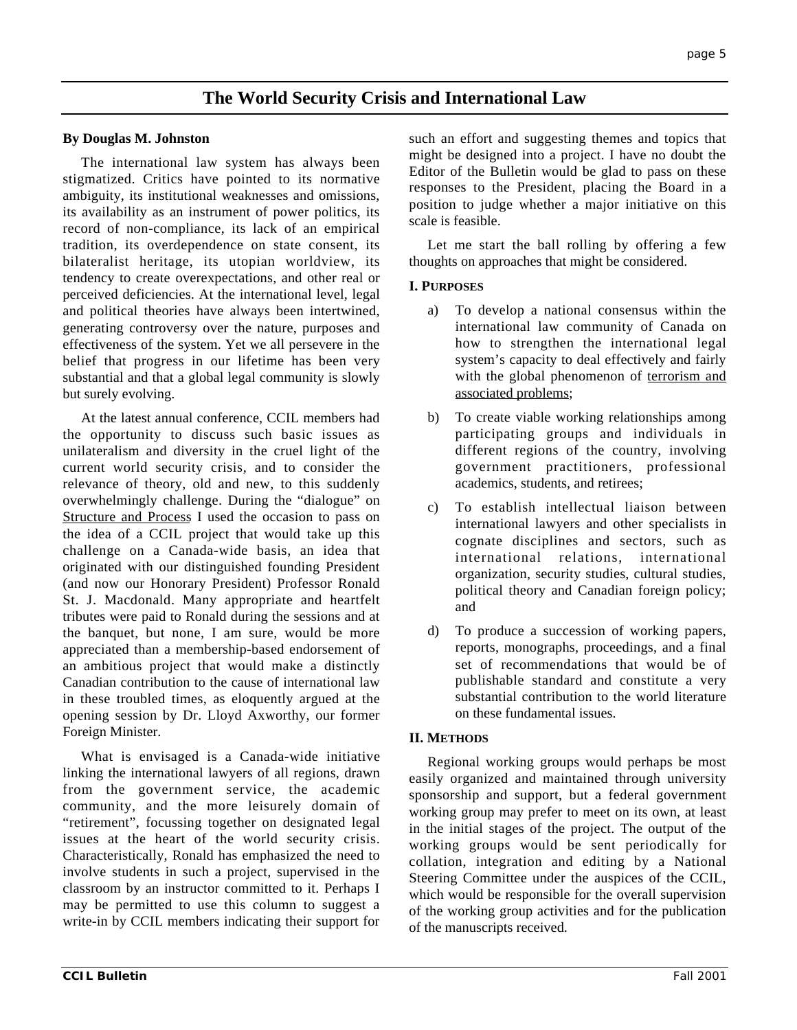# The World Security Crisis and International Law

**By Douglas M. Johnston**

The international law system has always been stigmatized. Critics have pointed to its normative ambiguity, its institutional weaknesses and omissions, its availability as an instrument of power politics, its record of non-compliance, its lack of an empirical tradition, its overdependence on state consent, its bilateralist heritage, its utopian worldview, its tendency to create overexpectations, and other real or perceived deficiencies. At the international level, legal and political theories have always been intertwined, generating controversy over the nature, purposes and effectiveness of the system. Yet we all persevere in the belief that progress in our lifetime has been very substantial and that a global legal community is slowly but surely evolving.

At the latest annual conference, CCIL members had the opportunity to discuss such basic issues as unilateralism and diversity in the cruel light of the current world security crisis, and to consider the relevance of theory, old and new, to this suddenly overwhelmingly challenge. During the "dialogue" on Structure and Process I used the occasion to pass on the idea of a CCIL project that would take up this challenge on a Canada-wide basis, an idea that originated with our distinguished founding President (and now our Honorary President) Professor Ronald St. J. Macdonald. Many appropriate and heartfelt tributes were paid to Ronald during the sessions and at the banquet, but none, I am sure, would be more appreciated than a membership-based endorsement of an ambitious project that would make a distinctly Canadian contribution to the cause of international law in these troubled times, as eloquently argued at the opening session by Dr. Lloyd Axworthy, our former Foreign Minister.

What is envisaged is a Canada-wide initiative linking the international lawyers of all regions, drawn from the government service, the academic community, and the more leisurely domain of "retirement", focussing together on designated legal issues at the heart of the world security crisis. Characteristically, Ronald has emphasized the need to involve students in such a project, supervised in the classroom by an instructor committed to it. Perhaps I may be permitted to use this column to suggest a write-in by CCIL members indicating their support for such an effort and suggesting themes and topics that might be designed into a project. I have no doubt the Editor of the Bulletin would be glad to pass on these responses to the President, placing the Board in a position to judge whether a major initiative on this scale is feasible.

Let me start the ball rolling by offering a few thoughts on approaches that might be considered.

**I. PURPOSES**

a) To develop a national consensus within the international law community of Canada on how to strengthen the international legal system's capacity to deal effectively and fairly with the global phenomenon of terrorism and associated problems;

b) To create viable working relationships among participating groups and individuals in different regions of the country, involving government practitioners, professional academics, students, and retirees;

c) To establish intellectual liaison between international lawyers and other specialists in cognate disciplines and sectors, such as international relations, international organization, security studies, cultural studies, political theory and Canadian foreign policy; and

d) To produce a succession of working papers, reports, monographs, proceedings, and a final set of recommendations that would be of publishable standard and constitute a very substantial contribution to the world literature on these fundamental issues.

**II. METHODS**

Regional working groups would perhaps be most easily organized and maintained through university sponsorship and support, but a federal government working group may prefer to meet on its own, at least in the initial stages of the project. The output of the working groups would be sent periodically for collation, integration and editing by a National Steering Committee under the auspices of the CCIL, which would be responsible for the overall supervision of the working group activities and for the publication of the manuscripts received.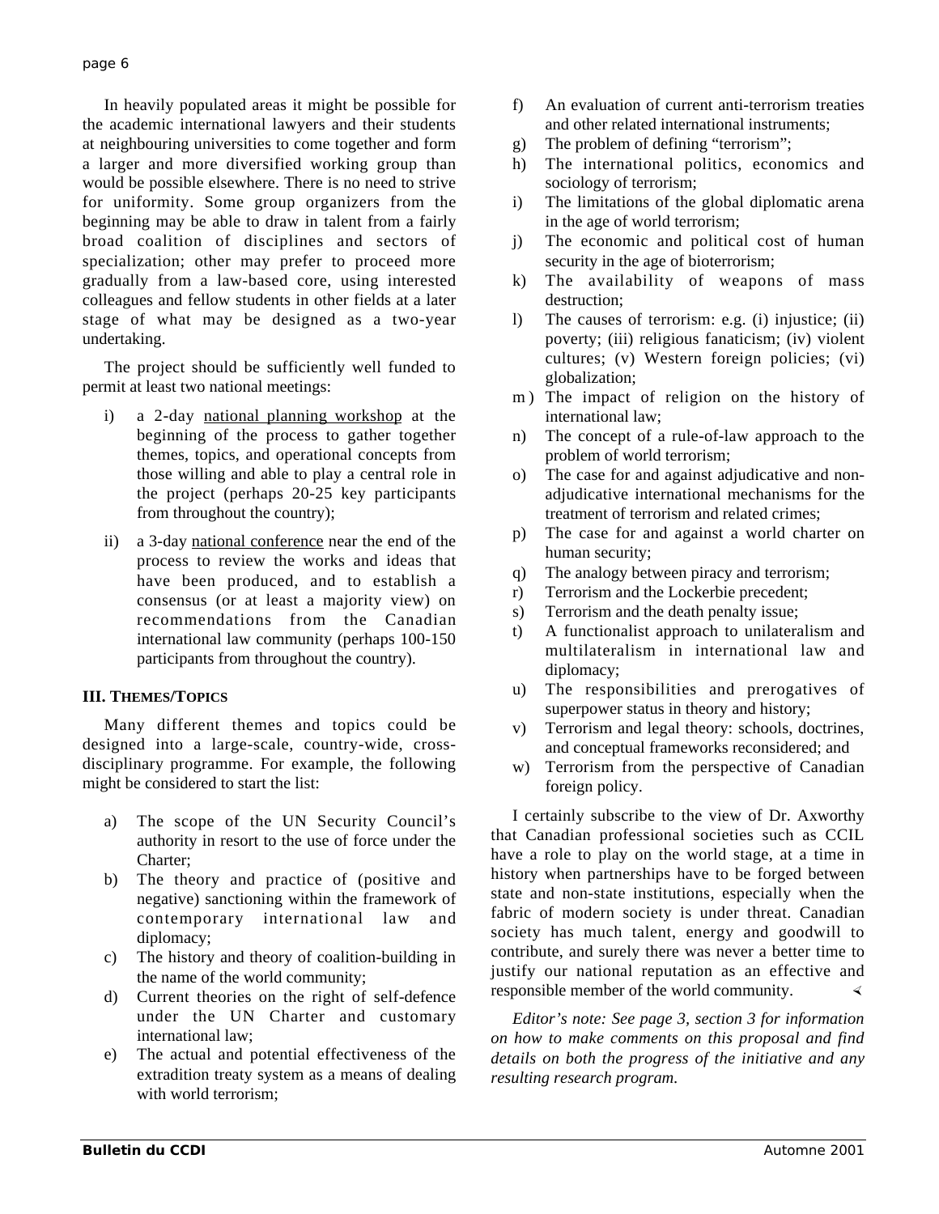In heavily populated areas it might be possible for the academic international lawyers and their students at neighbouring universities to come together and form a larger and more diversified working group than would be possible elsewhere. There is no need to strive for uniformity. Some group organizers from the beginning may be able to draw in talent from a fairly broad coalition of disciplines and sectors of specialization; other may prefer to proceed more gradually from a law-based core, using interested colleagues and fellow students in other fields at a later stage of what may be designed as a two-year undertaking.

The project should be sufficiently well funded to permit at least two national meetings:

i) a 2-day national planning workshop at the beginning of the process to gather together themes, topics, and operational concepts from those willing and able to play a central role in the project (perhaps 20-25 key participants from throughout the country);

ii) a 3-day national conference near the end of the process to review the works and ideas that have been produced, and to establish a consensus (or at least a majority view) on recommendations from the Canadian international law community (perhaps 100-150 participants from throughout the country).

### III. Themes/Topics

Many different themes and topics could be designed into a large-scale, country-wide, cross-disciplinary programme. For example, the following might be considered to start the list:

a) The scope of the UN Security Council's authority in resort to the use of force under the Charter;
b) The theory and practice of (positive and negative) sanctioning within the framework of contemporary international law and diplomacy;
c) The history and theory of coalition-building in the name of the world community;
d) Current theories on the right of self-defence under the UN Charter and customary international law;
e) The actual and potential effectiveness of the extradition treaty system as a means of dealing with world terrorism;
f) An evaluation of current anti-terrorism treaties and other related international instruments;
g) The problem of defining "terrorism";
h) The international politics, economics and sociology of terrorism;
i) The limitations of the global diplomatic arena in the age of world terrorism;
j) The economic and political cost of human security in the age of bioterrorism;
k) The availability of weapons of mass destruction;
l) The causes of terrorism: e.g. (i) injustice; (ii) poverty; (iii) religious fanaticism; (iv) violent cultures; (v) Western foreign policies; (vi) globalization;
m) The impact of religion on the history of international law;
n) The concept of a rule-of-law approach to the problem of world terrorism;
o) The case for and against adjudicative and non-adjudicative international mechanisms for the treatment of terrorism and related crimes;
p) The case for and against a world charter on human security;
q) The analogy between piracy and terrorism;
r) Terrorism and the Lockerbie precedent;
s) Terrorism and the death penalty issue;
t) A functionalist approach to unilateralism and multilateralism in international law and diplomacy;
u) The responsibilities and prerogatives of superpower status in theory and history;
v) Terrorism and legal theory: schools, doctrines, and conceptual frameworks reconsidered; and
w) Terrorism from the perspective of Canadian foreign policy.

I certainly subscribe to the view of Dr. Axworthy that Canadian professional societies such as CCIL have a role to play on the world stage, at a time in history when partnerships have to be forged between state and non-state institutions, especially when the fabric of modern society is under threat. Canadian society has much talent, energy and goodwill to contribute, and surely there was never a better time to justify our national reputation as an effective and responsible member of the world community.

*Editor's note: See page 3, section 3 for information on how to make comments on this proposal and find details on both the progress of the initiative and any resulting research program.*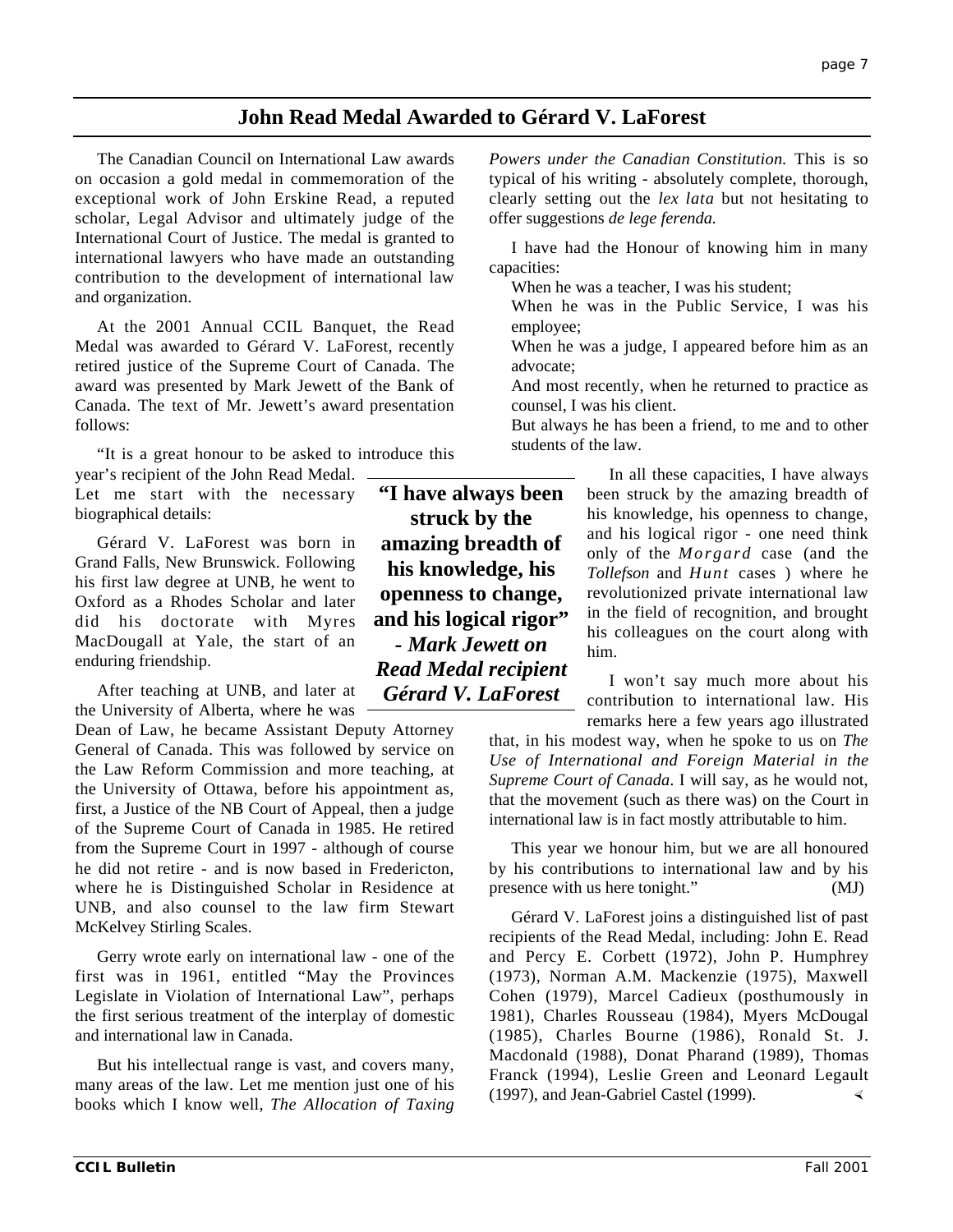## John Read Medal Awarded to Gérard V. LaForest

The Canadian Council on International Law awards on occasion a gold medal in commemoration of the exceptional work of John Erskine Read, a reputed scholar, Legal Advisor and ultimately judge of the International Court of Justice. The medal is granted to international lawyers who have made an outstanding contribution to the development of international law and organization.

At the 2001 Annual CCIL Banquet, the Read Medal was awarded to Gérard V. LaForest, recently retired justice of the Supreme Court of Canada. The award was presented by Mark Jewett of the Bank of Canada. The text of Mr. Jewett's award presentation follows:

"It is a great honour to be asked to introduce this year's recipient of the John Read Medal. Let me start with the necessary biographical details:

Gérard V. LaForest was born in Grand Falls, New Brunswick. Following his first law degree at UNB, he went to Oxford as a Rhodes Scholar and later did his doctorate with Myres MacDougall at Yale, the start of an enduring friendship.

After teaching at UNB, and later at the University of Alberta, where he was Dean of Law, he became Assistant Deputy Attorney General of Canada. This was followed by service on the Law Reform Commission and more teaching, at the University of Ottawa, before his appointment as, first, a Justice of the NB Court of Appeal, then a judge of the Supreme Court of Canada in 1985. He retired from the Supreme Court in 1997 - although of course he did not retire - and is now based in Fredericton, where he is Distinguished Scholar in Residence at UNB, and also counsel to the law firm Stewart McKelvey Stirling Scales.

Gerry wrote early on international law - one of the first was in 1961, entitled "May the Provinces Legislate in Violation of International Law", perhaps the first serious treatment of the interplay of domestic and international law in Canada.

But his intellectual range is vast, and covers many, many areas of the law. Let me mention just one of his books which I know well, *The Allocation of Taxing Powers under the Canadian Constitution.* This is so typical of his writing - absolutely complete, thorough, clearly setting out the *lex lata* but not hesitating to offer suggestions *de lege ferenda.*

I have had the Honour of knowing him in many capacities:

When he was a teacher, I was his student;
When he was in the Public Service, I was his employee;
When he was a judge, I appeared before him as an advocate;
And most recently, when he returned to practice as counsel, I was his client.
But always he has been a friend, to me and to other students of the law.

**"I have always been struck by the amazing breadth of his knowledge, his openness to change, and his logical rigor" - *Mark Jewett on Read Medal recipient Gérard V. LaForest***

In all these capacities, I have always been struck by the amazing breadth of his knowledge, his openness to change, and his logical rigor - one need think only of the *Morgard* case (and the *Tollefson* and *Hunt* cases ) where he revolutionized private international law in the field of recognition, and brought his colleagues on the court along with him.

I won't say much more about his contribution to international law. His remarks here a few years ago illustrated that, in his modest way, when he spoke to us on *The Use of International and Foreign Material in the Supreme Court of Canada*. I will say, as he would not, that the movement (such as there was) on the Court in international law is in fact mostly attributable to him.

This year we honour him, but we are all honoured by his contributions to international law and by his presence with us here tonight." (MJ)

Gérard V. LaForest joins a distinguished list of past recipients of the Read Medal, including: John E. Read and Percy E. Corbett (1972), John P. Humphrey (1973), Norman A.M. Mackenzie (1975), Maxwell Cohen (1979), Marcel Cadieux (posthumously in 1981), Charles Rousseau (1984), Myers McDougal (1985), Charles Bourne (1986), Ronald St. J. Macdonald (1988), Donat Pharand (1989), Thomas Franck (1994), Leslie Green and Leonard Legault (1997), and Jean-Gabriel Castel (1999).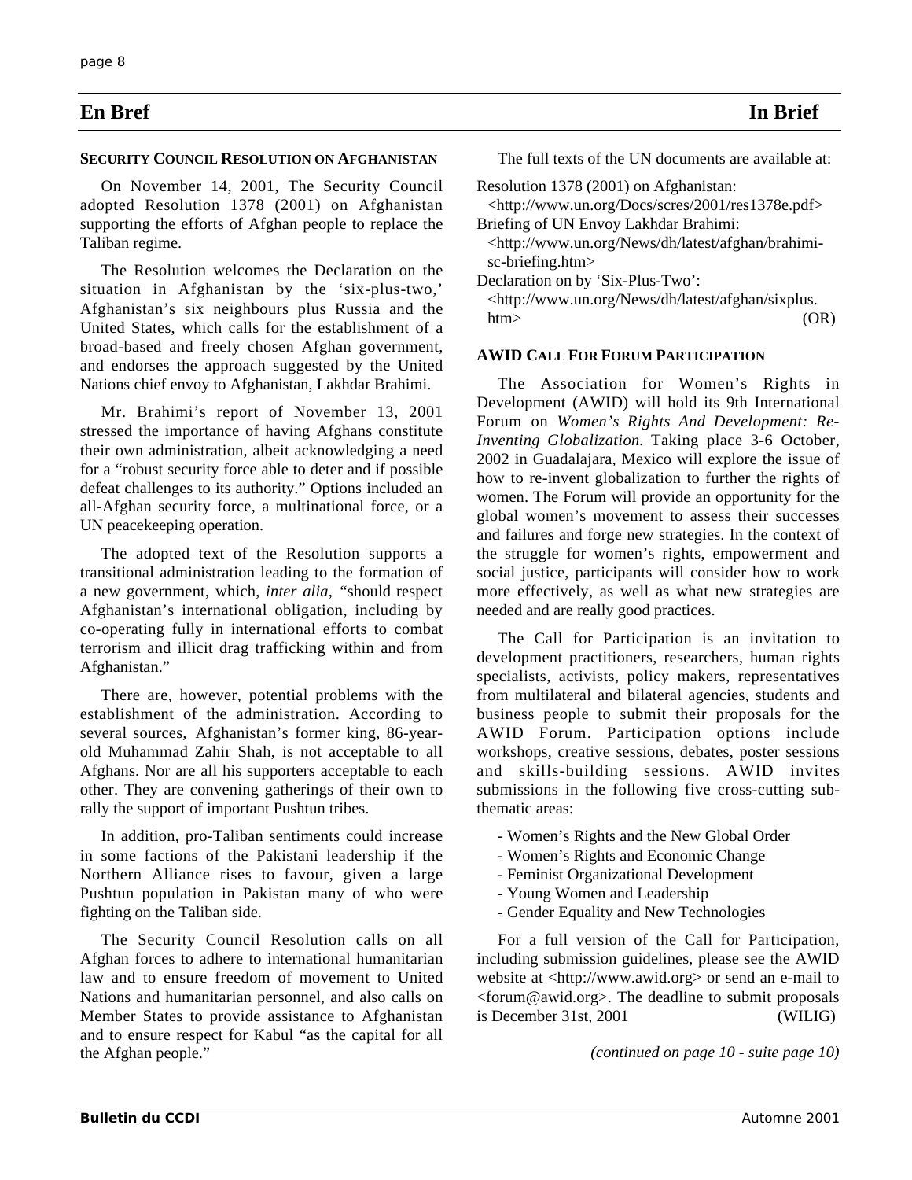## En Bref — In Brief

### SECURITY COUNCIL RESOLUTION ON AFGHANISTAN

On November 14, 2001, The Security Council adopted Resolution 1378 (2001) on Afghanistan supporting the efforts of Afghan people to replace the Taliban regime.

The Resolution welcomes the Declaration on the situation in Afghanistan by the 'six-plus-two,' Afghanistan's six neighbours plus Russia and the United States, which calls for the establishment of a broad-based and freely chosen Afghan government, and endorses the approach suggested by the United Nations chief envoy to Afghanistan, Lakhdar Brahimi.

Mr. Brahimi's report of November 13, 2001 stressed the importance of having Afghans constitute their own administration, albeit acknowledging a need for a "robust security force able to deter and if possible defeat challenges to its authority." Options included an all-Afghan security force, a multinational force, or a UN peacekeeping operation.

The adopted text of the Resolution supports a transitional administration leading to the formation of a new government, which, *inter alia*, "should respect Afghanistan's international obligation, including by co-operating fully in international efforts to combat terrorism and illicit drag trafficking within and from Afghanistan."

There are, however, potential problems with the establishment of the administration. According to several sources, Afghanistan's former king, 86-year-old Muhammad Zahir Shah, is not acceptable to all Afghans. Nor are all his supporters acceptable to each other. They are convening gatherings of their own to rally the support of important Pushtun tribes.

In addition, pro-Taliban sentiments could increase in some factions of the Pakistani leadership if the Northern Alliance rises to favour, given a large Pushtun population in Pakistan many of who were fighting on the Taliban side.

The Security Council Resolution calls on all Afghan forces to adhere to international humanitarian law and to ensure freedom of movement to United Nations and humanitarian personnel, and also calls on Member States to provide assistance to Afghanistan and to ensure respect for Kabul "as the capital for all the Afghan people."

The full texts of the UN documents are available at:

Resolution 1378 (2001) on Afghanistan:
<http://www.un.org/Docs/scres/2001/res1378e.pdf>
Briefing of UN Envoy Lakhdar Brahimi:
<http://www.un.org/News/dh/latest/afghan/brahimi-sc-briefing.htm>
Declaration on by 'Six-Plus-Two':
<http://www.un.org/News/dh/latest/afghan/sixplus.htm> (OR)

### AWID CALL FOR FORUM PARTICIPATION

The Association for Women's Rights in Development (AWID) will hold its 9th International Forum on *Women's Rights And Development: Re-Inventing Globalization.* Taking place 3-6 October, 2002 in Guadalajara, Mexico will explore the issue of how to re-invent globalization to further the rights of women. The Forum will provide an opportunity for the global women's movement to assess their successes and failures and forge new strategies. In the context of the struggle for women's rights, empowerment and social justice, participants will consider how to work more effectively, as well as what new strategies are needed and are really good practices.

The Call for Participation is an invitation to development practitioners, researchers, human rights specialists, activists, policy makers, representatives from multilateral and bilateral agencies, students and business people to submit their proposals for the AWID Forum. Participation options include workshops, creative sessions, debates, poster sessions and skills-building sessions. AWID invites submissions in the following five cross-cutting sub-thematic areas:

- Women's Rights and the New Global Order
- Women's Rights and Economic Change
- Feminist Organizational Development
- Young Women and Leadership
- Gender Equality and New Technologies

For a full version of the Call for Participation, including submission guidelines, please see the AWID website at <http://www.awid.org> or send an e-mail to <forum@awid.org>. The deadline to submit proposals is December 31st, 2001 (WILIG)

*(continued on page 10 - suite page 10)*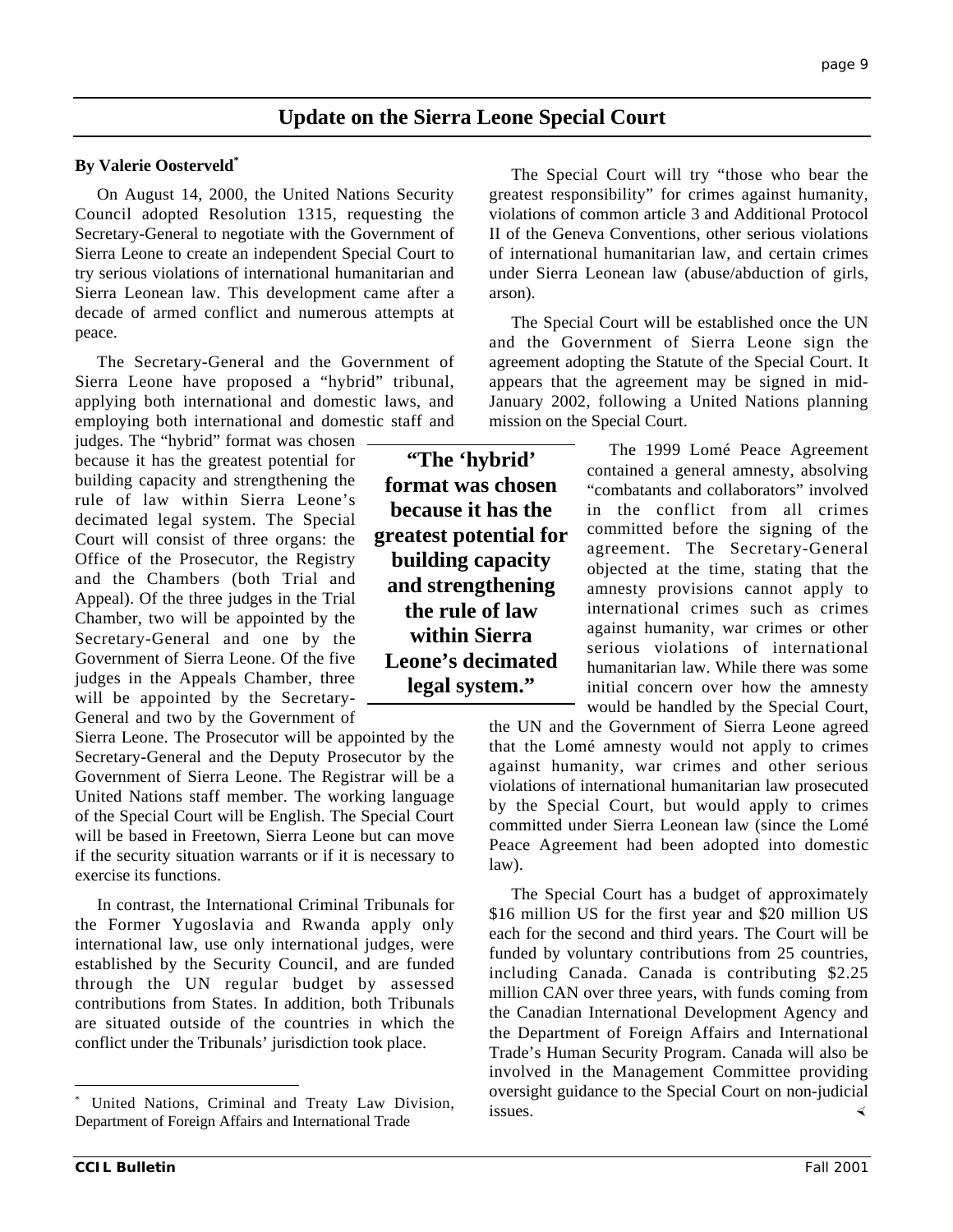## Update on the Sierra Leone Special Court

**By Valerie Oosterveld***

On August 14, 2000, the United Nations Security Council adopted Resolution 1315, requesting the Secretary-General to negotiate with the Government of Sierra Leone to create an independent Special Court to try serious violations of international humanitarian and Sierra Leonean law. This development came after a decade of armed conflict and numerous attempts at peace.

The Secretary-General and the Government of Sierra Leone have proposed a "hybrid" tribunal, applying both international and domestic laws, and employing both international and domestic staff and judges. The "hybrid" format was chosen because it has the greatest potential for building capacity and strengthening the rule of law within Sierra Leone's decimated legal system. The Special Court will consist of three organs: the Office of the Prosecutor, the Registry and the Chambers (both Trial and Appeal). Of the three judges in the Trial Chamber, two will be appointed by the Secretary-General and one by the Government of Sierra Leone. Of the five judges in the Appeals Chamber, three will be appointed by the Secretary-General and two by the Government of Sierra Leone. The Prosecutor will be appointed by the Secretary-General and the Deputy Prosecutor by the Government of Sierra Leone. The Registrar will be a United Nations staff member. The working language of the Special Court will be English. The Special Court will be based in Freetown, Sierra Leone but can move if the security situation warrants or if it is necessary to exercise its functions.

> **"The 'hybrid' format was chosen because it has the greatest potential for building capacity and strengthening the rule of law within Sierra Leone's decimated legal system."**

In contrast, the International Criminal Tribunals for the Former Yugoslavia and Rwanda apply only international law, use only international judges, were established by the Security Council, and are funded through the UN regular budget by assessed contributions from States. In addition, both Tribunals are situated outside of the countries in which the conflict under the Tribunals' jurisdiction took place.

The Special Court will try "those who bear the greatest responsibility" for crimes against humanity, violations of common article 3 and Additional Protocol II of the Geneva Conventions, other serious violations of international humanitarian law, and certain crimes under Sierra Leonean law (abuse/abduction of girls, arson).

The Special Court will be established once the UN and the Government of Sierra Leone sign the agreement adopting the Statute of the Special Court. It appears that the agreement may be signed in mid-January 2002, following a United Nations planning mission on the Special Court.

The 1999 Lomé Peace Agreement contained a general amnesty, absolving "combatants and collaborators" involved in the conflict from all crimes committed before the signing of the agreement. The Secretary-General objected at the time, stating that the amnesty provisions cannot apply to international crimes such as crimes against humanity, war crimes or other serious violations of international humanitarian law. While there was some initial concern over how the amnesty would be handled by the Special Court, the UN and the Government of Sierra Leone agreed that the Lomé amnesty would not apply to crimes against humanity, war crimes and other serious violations of international humanitarian law prosecuted by the Special Court, but would apply to crimes committed under Sierra Leonean law (since the Lomé Peace Agreement had been adopted into domestic law).

The Special Court has a budget of approximately \$16 million US for the first year and \$20 million US each for the second and third years. The Court will be funded by voluntary contributions from 25 countries, including Canada. Canada is contributing \$2.25 million CAN over three years, with funds coming from the Canadian International Development Agency and the Department of Foreign Affairs and International Trade's Human Security Program. Canada will also be involved in the Management Committee providing oversight guidance to the Special Court on non-judicial issues.

---

* United Nations, Criminal and Treaty Law Division, Department of Foreign Affairs and International Trade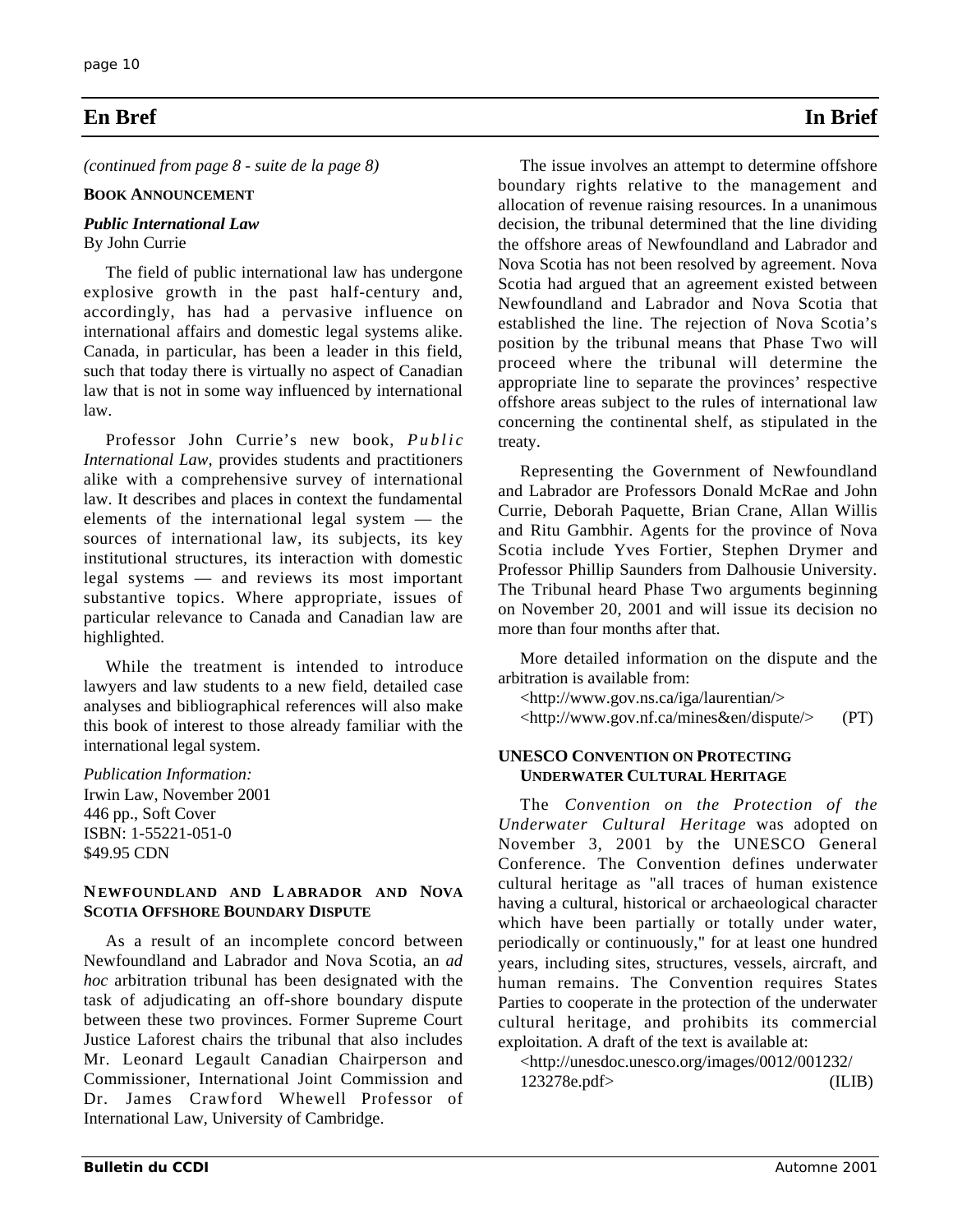## En Bref | In Brief

*(continued from page 8 - suite de la page 8)*

**BOOK ANNOUNCEMENT**

***Public International Law***
By John Currie

The field of public international law has undergone explosive growth in the past half-century and, accordingly, has had a pervasive influence on international affairs and domestic legal systems alike. Canada, in particular, has been a leader in this field, such that today there is virtually no aspect of Canadian law that is not in some way influenced by international law.

Professor John Currie's new book, *Public International Law,* provides students and practitioners alike with a comprehensive survey of international law. It describes and places in context the fundamental elements of the international legal system — the sources of international law, its subjects, its key institutional structures, its interaction with domestic legal systems — and reviews its most important substantive topics. Where appropriate, issues of particular relevance to Canada and Canadian law are highlighted.

While the treatment is intended to introduce lawyers and law students to a new field, detailed case analyses and bibliographical references will also make this book of interest to those already familiar with the international legal system.

*Publication Information:*
Irwin Law, November 2001
446 pp., Soft Cover
ISBN: 1-55221-051-0
$49.95 CDN

**NEWFOUNDLAND AND LABRADOR AND NOVA SCOTIA OFFSHORE BOUNDARY DISPUTE**

As a result of an incomplete concord between Newfoundland and Labrador and Nova Scotia, an *ad hoc* arbitration tribunal has been designated with the task of adjudicating an off-shore boundary dispute between these two provinces. Former Supreme Court Justice Laforest chairs the tribunal that also includes Mr. Leonard Legault Canadian Chairperson and Commissioner, International Joint Commission and Dr. James Crawford Whewell Professor of International Law, University of Cambridge.

The issue involves an attempt to determine offshore boundary rights relative to the management and allocation of revenue raising resources. In a unanimous decision, the tribunal determined that the line dividing the offshore areas of Newfoundland and Labrador and Nova Scotia has not been resolved by agreement. Nova Scotia had argued that an agreement existed between Newfoundland and Labrador and Nova Scotia that established the line. The rejection of Nova Scotia's position by the tribunal means that Phase Two will proceed where the tribunal will determine the appropriate line to separate the provinces' respective offshore areas subject to the rules of international law concerning the continental shelf, as stipulated in the treaty.

Representing the Government of Newfoundland and Labrador are Professors Donald McRae and John Currie, Deborah Paquette, Brian Crane, Allan Willis and Ritu Gambhir. Agents for the province of Nova Scotia include Yves Fortier, Stephen Drymer and Professor Phillip Saunders from Dalhousie University. The Tribunal heard Phase Two arguments beginning on November 20, 2001 and will issue its decision no more than four months after that.

More detailed information on the dispute and the arbitration is available from:

<http://www.gov.ns.ca/iga/laurentian/>
<http://www.gov.nf.ca/mines&en/dispute/> (PT)

**UNESCO CONVENTION ON PROTECTING UNDERWATER CULTURAL HERITAGE**

The *Convention on the Protection of the Underwater Cultural Heritage* was adopted on November 3, 2001 by the UNESCO General Conference. The Convention defines underwater cultural heritage as "all traces of human existence having a cultural, historical or archaeological character which have been partially or totally under water, periodically or continuously," for at least one hundred years, including sites, structures, vessels, aircraft, and human remains. The Convention requires States Parties to cooperate in the protection of the underwater cultural heritage, and prohibits its commercial exploitation. A draft of the text is available at:

<http://unesdoc.unesco.org/images/0012/001232/123278e.pdf> (ILIB)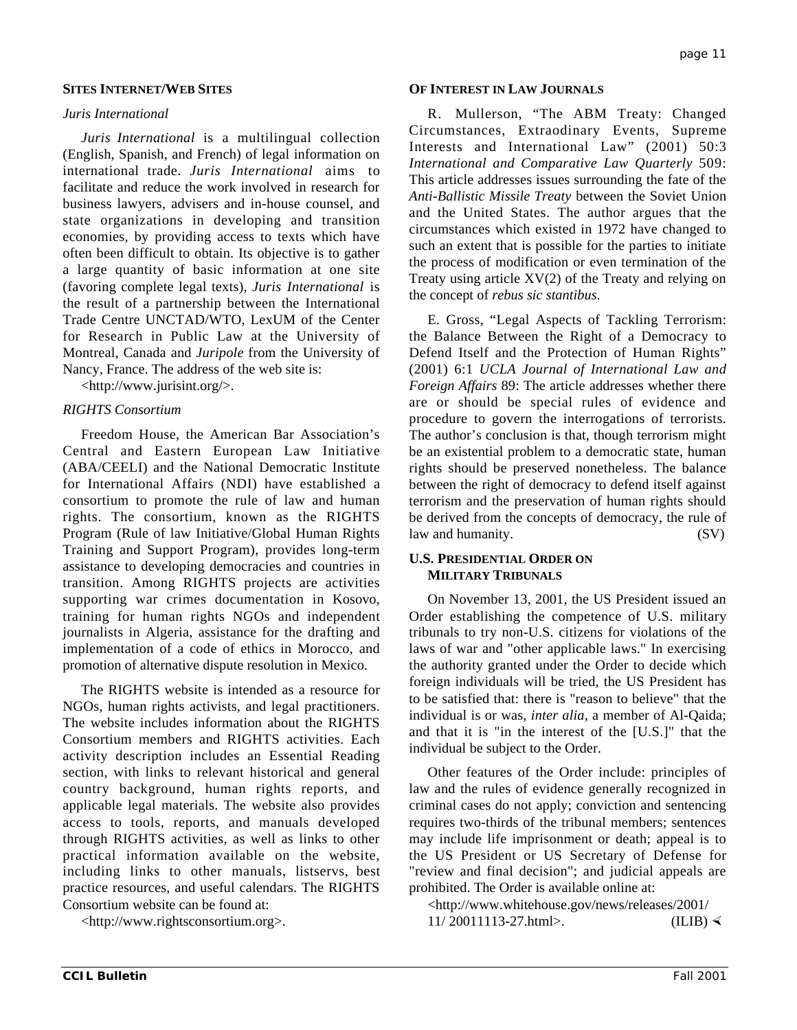## SITES INTERNET/WEB SITES

### *Juris International*

*Juris International* is a multilingual collection (English, Spanish, and French) of legal information on international trade. *Juris International* aims to facilitate and reduce the work involved in research for business lawyers, advisers and in-house counsel, and state organizations in developing and transition economies, by providing access to texts which have often been difficult to obtain. Its objective is to gather a large quantity of basic information at one site (favoring complete legal texts), *Juris International* is the result of a partnership between the International Trade Centre UNCTAD/WTO, LexUM of the Center for Research in Public Law at the University of Montreal, Canada and *Juripole* from the University of Nancy, France. The address of the web site is:

<http://www.jurisint.org/>.

### *RIGHTS Consortium*

Freedom House, the American Bar Association's Central and Eastern European Law Initiative (ABA/CEELI) and the National Democratic Institute for International Affairs (NDI) have established a consortium to promote the rule of law and human rights. The consortium, known as the RIGHTS Program (Rule of law Initiative/Global Human Rights Training and Support Program), provides long-term assistance to developing democracies and countries in transition. Among RIGHTS projects are activities supporting war crimes documentation in Kosovo, training for human rights NGOs and independent journalists in Algeria, assistance for the drafting and implementation of a code of ethics in Morocco, and promotion of alternative dispute resolution in Mexico.

The RIGHTS website is intended as a resource for NGOs, human rights activists, and legal practitioners. The website includes information about the RIGHTS Consortium members and RIGHTS activities. Each activity description includes an Essential Reading section, with links to relevant historical and general country background, human rights reports, and applicable legal materials. The website also provides access to tools, reports, and manuals developed through RIGHTS activities, as well as links to other practical information available on the website, including links to other manuals, listservs, best practice resources, and useful calendars. The RIGHTS Consortium website can be found at:

<http://www.rightsconsortium.org>.

## OF INTEREST IN LAW JOURNALS

R. Mullerson, "The ABM Treaty: Changed Circumstances, Extraodinary Events, Supreme Interests and International Law" (2001) 50:3 *International and Comparative Law Quarterly* 509: This article addresses issues surrounding the fate of the *Anti-Ballistic Missile Treaty* between the Soviet Union and the United States. The author argues that the circumstances which existed in 1972 have changed to such an extent that is possible for the parties to initiate the process of modification or even termination of the Treaty using article XV(2) of the Treaty and relying on the concept of *rebus sic stantibus.*

E. Gross, "Legal Aspects of Tackling Terrorism: the Balance Between the Right of a Democracy to Defend Itself and the Protection of Human Rights" (2001) 6:1 *UCLA Journal of International Law and Foreign Affairs* 89: The article addresses whether there are or should be special rules of evidence and procedure to govern the interrogations of terrorists. The author's conclusion is that, though terrorism might be an existential problem to a democratic state, human rights should be preserved nonetheless. The balance between the right of democracy to defend itself against terrorism and the preservation of human rights should be derived from the concepts of democracy, the rule of law and humanity. (SV)

## U.S. PRESIDENTIAL ORDER ON MILITARY TRIBUNALS

On November 13, 2001, the US President issued an Order establishing the competence of U.S. military tribunals to try non-U.S. citizens for violations of the laws of war and "other applicable laws." In exercising the authority granted under the Order to decide which foreign individuals will be tried, the US President has to be satisfied that: there is "reason to believe" that the individual is or was, *inter alia*, a member of Al-Qaida; and that it is "in the interest of the [U.S.]" that the individual be subject to the Order.

Other features of the Order include: principles of law and the rules of evidence generally recognized in criminal cases do not apply; conviction and sentencing requires two-thirds of the tribunal members; sentences may include life imprisonment or death; appeal is to the US President or US Secretary of Defense for "review and final decision"; and judicial appeals are prohibited. The Order is available online at:

<http://www.whitehouse.gov/news/releases/2001/11/ 20011113-27.html>. (ILIB)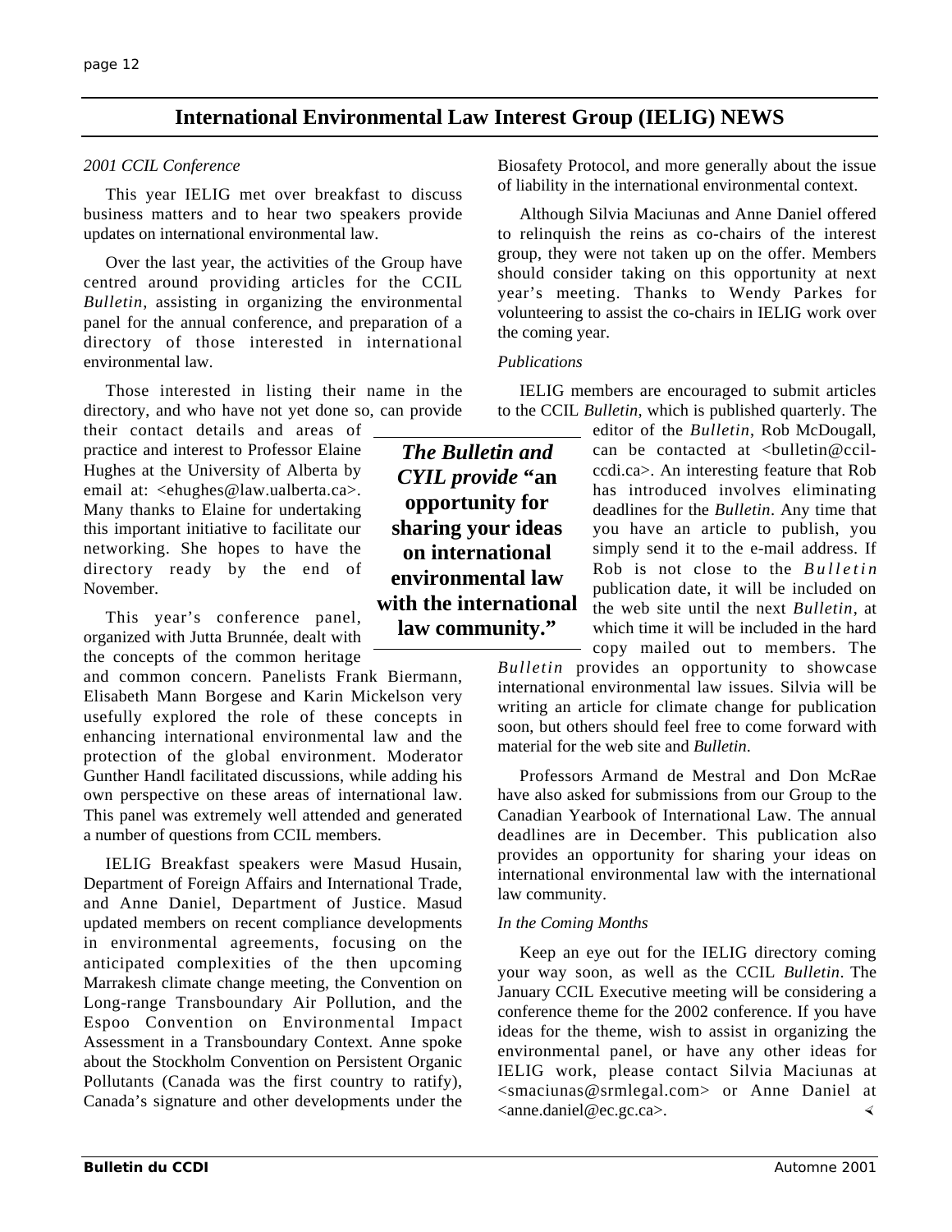# International Environmental Law Interest Group (IELIG) NEWS

*2001 CCIL Conference*

This year IELIG met over breakfast to discuss business matters and to hear two speakers provide updates on international environmental law.

Over the last year, the activities of the Group have centred around providing articles for the CCIL *Bulletin*, assisting in organizing the environmental panel for the annual conference, and preparation of a directory of those interested in international environmental law.

Those interested in listing their name in the directory, and who have not yet done so, can provide their contact details and areas of practice and interest to Professor Elaine Hughes at the University of Alberta by email at: <ehughes@law.ualberta.ca>. Many thanks to Elaine for undertaking this important initiative to facilitate our networking. She hopes to have the directory ready by the end of November.

This year's conference panel, organized with Jutta Brunnée, dealt with the concepts of the common heritage and common concern. Panelists Frank Biermann, Elisabeth Mann Borgese and Karin Mickelson very usefully explored the role of these concepts in enhancing international environmental law and the protection of the global environment. Moderator Gunther Handl facilitated discussions, while adding his own perspective on these areas of international law. This panel was extremely well attended and generated a number of questions from CCIL members.

IELIG Breakfast speakers were Masud Husain, Department of Foreign Affairs and International Trade, and Anne Daniel, Department of Justice. Masud updated members on recent compliance developments in environmental agreements, focusing on the anticipated complexities of the then upcoming Marrakesh climate change meeting, the Convention on Long-range Transboundary Air Pollution, and the Espoo Convention on Environmental Impact Assessment in a Transboundary Context. Anne spoke about the Stockholm Convention on Persistent Organic Pollutants (Canada was the first country to ratify), Canada's signature and other developments under the Biosafety Protocol, and more generally about the issue of liability in the international environmental context.

Although Silvia Maciunas and Anne Daniel offered to relinquish the reins as co-chairs of the interest group, they were not taken up on the offer. Members should consider taking on this opportunity at next year's meeting. Thanks to Wendy Parkes for volunteering to assist the co-chairs in IELIG work over the coming year.

*Publications*

IELIG members are encouraged to submit articles to the CCIL *Bulletin*, which is published quarterly. The editor of the *Bulletin*, Rob McDougall, can be contacted at <bulletin@ccil-ccdi.ca>. An interesting feature that Rob has introduced involves eliminating deadlines for the *Bulletin*. Any time that you have an article to publish, you simply send it to the e-mail address. If Rob is not close to the *Bulletin* publication date, it will be included on the web site until the next *Bulletin*, at which time it will be included in the hard copy mailed out to members. The *Bulletin* provides an opportunity to showcase international environmental law issues. Silvia will be writing an article for climate change for publication soon, but others should feel free to come forward with material for the web site and *Bulletin*.

> ***The Bulletin and CYIL provide* "an opportunity for sharing your ideas on international environmental law with the international law community."**

Professors Armand de Mestral and Don McRae have also asked for submissions from our Group to the Canadian Yearbook of International Law. The annual deadlines are in December. This publication also provides an opportunity for sharing your ideas on international environmental law with the international law community.

*In the Coming Months*

Keep an eye out for the IELIG directory coming your way soon, as well as the CCIL *Bulletin*. The January CCIL Executive meeting will be considering a conference theme for the 2002 conference. If you have ideas for the theme, wish to assist in organizing the environmental panel, or have any other ideas for IELIG work, please contact Silvia Maciunas at <smaciunas@srmlegal.com> or Anne Daniel at <anne.daniel@ec.gc.ca>.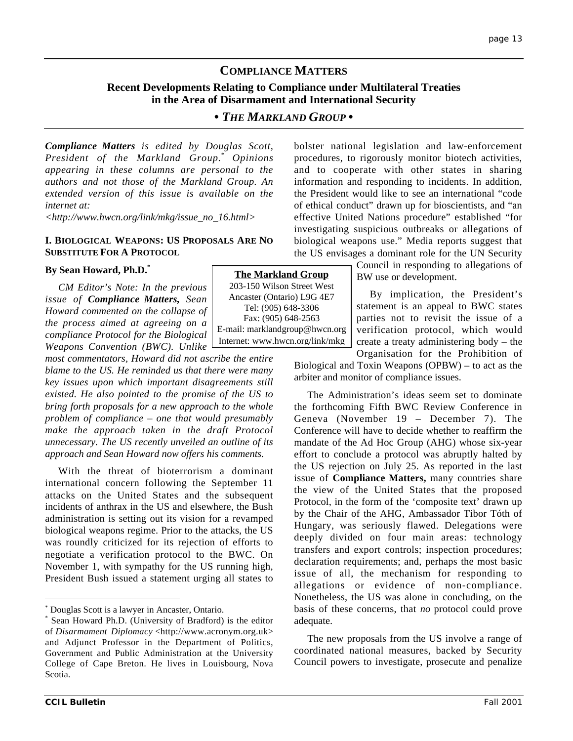# COMPLIANCE MATTERS

## Recent Developments Relating to Compliance under Multilateral Treaties in the Area of Disarmament and International Security

### • *THE MARKLAND GROUP* •

***Compliance Matters** is edited by Douglas Scott, President of the Markland Group.[*] Opinions appearing in these columns are personal to the authors and not those of the Markland Group. An extended version of this issue is available on the internet at:*
*<http://www.hwcn.org/link/mkg/issue_no_16.html>*

### I. BIOLOGICAL WEAPONS: US PROPOSALS ARE NO SUBSTITUTE FOR A PROTOCOL

**By Sean Howard, Ph.D.[*]**

*CM Editor's Note: In the previous issue of **Compliance Matters,** Sean Howard commented on the collapse of the process aimed at agreeing on a compliance Protocol for the Biological Weapons Convention (BWC). Unlike most commentators, Howard did not ascribe the entire blame to the US. He reminded us that there were many key issues upon which important disagreements still existed. He also pointed to the promise of the US to bring forth proposals for a new approach to the whole problem of compliance – one that would presumably make the approach taken in the draft Protocol unnecessary. The US recently unveiled an outline of its approach and Sean Howard now offers his comments.*

With the threat of bioterrorism a dominant international concern following the September 11 attacks on the United States and the subsequent incidents of anthrax in the US and elsewhere, the Bush administration is setting out its vision for a revamped biological weapons regime. Prior to the attacks, the US was roundly criticized for its rejection of efforts to negotiate a verification protocol to the BWC. On November 1, with sympathy for the US running high, President Bush issued a statement urging all states to bolster national legislation and law-enforcement procedures, to rigorously monitor biotech activities, and to cooperate with other states in sharing information and responding to incidents. In addition, the President would like to see an international "code of ethical conduct" drawn up for bioscientists, and "an effective United Nations procedure" established "for investigating suspicious outbreaks or allegations of biological weapons use." Media reports suggest that the US envisages a dominant role for the UN Security Council in responding to allegations of BW use or development.

> **The Markland Group**
> 203-150 Wilson Street West
> Ancaster (Ontario) L9G 4E7
> Tel: (905) 648-3306
> Fax: (905) 648-2563
> E-mail: marklandgroup@hwcn.org
> Internet: www.hwcn.org/link/mkg

By implication, the President's statement is an appeal to BWC states parties not to revisit the issue of a verification protocol, which would create a treaty administering body – the Organisation for the Prohibition of Biological and Toxin Weapons (OPBW) – to act as the arbiter and monitor of compliance issues.

The Administration's ideas seem set to dominate the forthcoming Fifth BWC Review Conference in Geneva (November 19 – December 7). The Conference will have to decide whether to reaffirm the mandate of the Ad Hoc Group (AHG) whose six-year effort to conclude a protocol was abruptly halted by the US rejection on July 25. As reported in the last issue of **Compliance Matters,** many countries share the view of the United States that the proposed Protocol, in the form of the 'composite text' drawn up by the Chair of the AHG, Ambassador Tibor Tóth of Hungary, was seriously flawed. Delegations were deeply divided on four main areas: technology transfers and export controls; inspection procedures; declaration requirements; and, perhaps the most basic issue of all, the mechanism for responding to allegations or evidence of non-compliance. Nonetheless, the US was alone in concluding, on the basis of these concerns, that *no* protocol could prove adequate.

The new proposals from the US involve a range of coordinated national measures, backed by Security Council powers to investigate, prosecute and penalize

---

[*] Douglas Scott is a lawyer in Ancaster, Ontario.

[*] Sean Howard Ph.D. (University of Bradford) is the editor of *Disarmament Diplomacy* <http://www.acronym.org.uk> and Adjunct Professor in the Department of Politics, Government and Public Administration at the University College of Cape Breton. He lives in Louisbourg, Nova Scotia.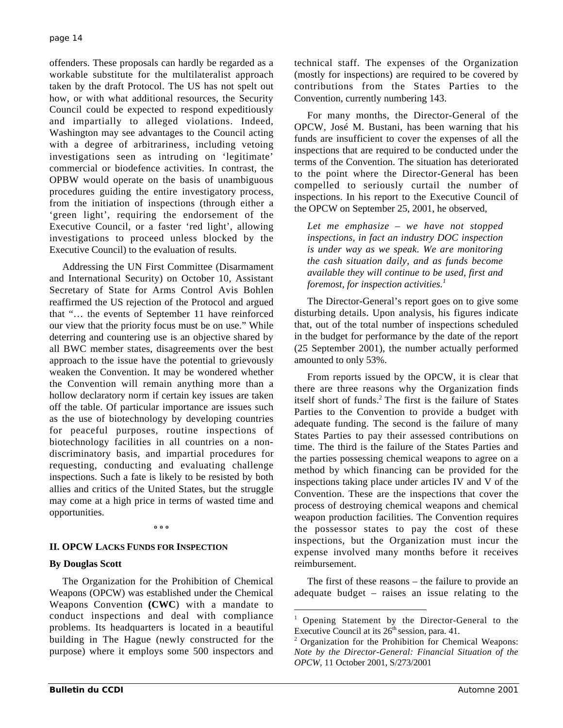offenders. These proposals can hardly be regarded as a workable substitute for the multilateralist approach taken by the draft Protocol. The US has not spelt out how, or with what additional resources, the Security Council could be expected to respond expeditiously and impartially to alleged violations. Indeed, Washington may see advantages to the Council acting with a degree of arbitrariness, including vetoing investigations seen as intruding on 'legitimate' commercial or biodefence activities. In contrast, the OPBW would operate on the basis of unambiguous procedures guiding the entire investigatory process, from the initiation of inspections (through either a 'green light', requiring the endorsement of the Executive Council, or a faster 'red light', allowing investigations to proceed unless blocked by the Executive Council) to the evaluation of results.

Addressing the UN First Committee (Disarmament and International Security) on October 10, Assistant Secretary of State for Arms Control Avis Bohlen reaffirmed the US rejection of the Protocol and argued that "… the events of September 11 have reinforced our view that the priority focus must be on use." While deterring and countering use is an objective shared by all BWC member states, disagreements over the best approach to the issue have the potential to grievously weaken the Convention. It may be wondered whether the Convention will remain anything more than a hollow declaratory norm if certain key issues are taken off the table. Of particular importance are issues such as the use of biotechnology by developing countries for peaceful purposes, routine inspections of biotechnology facilities in all countries on a non-discriminatory basis, and impartial procedures for requesting, conducting and evaluating challenge inspections. Such a fate is likely to be resisted by both allies and critics of the United States, but the struggle may come at a high price in terms of wasted time and opportunities.

º º º

## II. OPCW Lacks Funds for Inspection

**By Douglas Scott**

The Organization for the Prohibition of Chemical Weapons (OPCW) was established under the Chemical Weapons Convention **(CWC)** with a mandate to conduct inspections and deal with compliance problems. Its headquarters is located in a beautiful building in The Hague (newly constructed for the purpose) where it employs some 500 inspectors and technical staff. The expenses of the Organization (mostly for inspections) are required to be covered by contributions from the States Parties to the Convention, currently numbering 143.

For many months, the Director-General of the OPCW, José M. Bustani, has been warning that his funds are insufficient to cover the expenses of all the inspections that are required to be conducted under the terms of the Convention. The situation has deteriorated to the point where the Director-General has been compelled to seriously curtail the number of inspections. In his report to the Executive Council of the OPCW on September 25, 2001, he observed,

> *Let me emphasize – we have not stopped inspections, in fact an industry DOC inspection is under way as we speak. We are monitoring the cash situation daily, and as funds become available they will continue to be used, first and foremost, for inspection activities.*[1]

The Director-General's report goes on to give some disturbing details. Upon analysis, his figures indicate that, out of the total number of inspections scheduled in the budget for performance by the date of the report (25 September 2001), the number actually performed amounted to only 53%.

From reports issued by the OPCW, it is clear that there are three reasons why the Organization finds itself short of funds.[2] The first is the failure of States Parties to the Convention to provide a budget with adequate funding. The second is the failure of many States Parties to pay their assessed contributions on time. The third is the failure of the States Parties and the parties possessing chemical weapons to agree on a method by which financing can be provided for the inspections taking place under articles IV and V of the Convention. These are the inspections that cover the process of destroying chemical weapons and chemical weapon production facilities. The Convention requires the possessor states to pay the cost of these inspections, but the Organization must incur the expense involved many months before it receives reimbursement.

The first of these reasons – the failure to provide an adequate budget – raises an issue relating to the

---

[1] Opening Statement by the Director-General to the Executive Council at its 26th session, para. 41.

[2] Organization for the Prohibition for Chemical Weapons: *Note by the Director-General: Financial Situation of the OPCW*, 11 October 2001, S/273/2001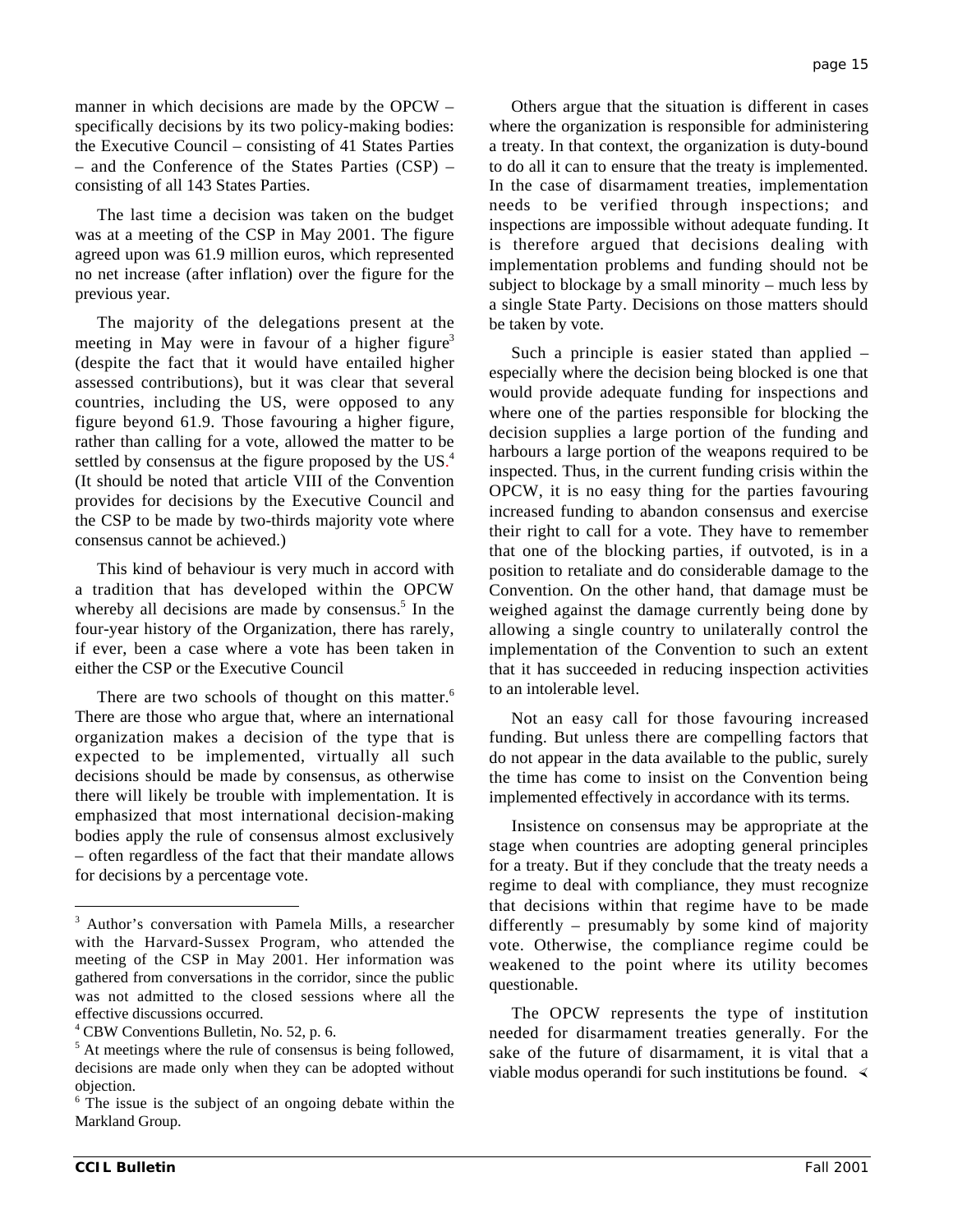manner in which decisions are made by the OPCW – specifically decisions by its two policy-making bodies: the Executive Council – consisting of 41 States Parties – and the Conference of the States Parties (CSP) – consisting of all 143 States Parties.

The last time a decision was taken on the budget was at a meeting of the CSP in May 2001. The figure agreed upon was 61.9 million euros, which represented no net increase (after inflation) over the figure for the previous year.

The majority of the delegations present at the meeting in May were in favour of a higher figure[3] (despite the fact that it would have entailed higher assessed contributions), but it was clear that several countries, including the US, were opposed to any figure beyond 61.9. Those favouring a higher figure, rather than calling for a vote, allowed the matter to be settled by consensus at the figure proposed by the US.[4] (It should be noted that article VIII of the Convention provides for decisions by the Executive Council and the CSP to be made by two-thirds majority vote where consensus cannot be achieved.)

This kind of behaviour is very much in accord with a tradition that has developed within the OPCW whereby all decisions are made by consensus.[5] In the four-year history of the Organization, there has rarely, if ever, been a case where a vote has been taken in either the CSP or the Executive Council

There are two schools of thought on this matter.[6] There are those who argue that, where an international organization makes a decision of the type that is expected to be implemented, virtually all such decisions should be made by consensus, as otherwise there will likely be trouble with implementation. It is emphasized that most international decision-making bodies apply the rule of consensus almost exclusively – often regardless of the fact that their mandate allows for decisions by a percentage vote.

Others argue that the situation is different in cases where the organization is responsible for administering a treaty. In that context, the organization is duty-bound to do all it can to ensure that the treaty is implemented. In the case of disarmament treaties, implementation needs to be verified through inspections; and inspections are impossible without adequate funding. It is therefore argued that decisions dealing with implementation problems and funding should not be subject to blockage by a small minority – much less by a single State Party. Decisions on those matters should be taken by vote.

Such a principle is easier stated than applied – especially where the decision being blocked is one that would provide adequate funding for inspections and where one of the parties responsible for blocking the decision supplies a large portion of the funding and harbours a large portion of the weapons required to be inspected. Thus, in the current funding crisis within the OPCW, it is no easy thing for the parties favouring increased funding to abandon consensus and exercise their right to call for a vote. They have to remember that one of the blocking parties, if outvoted, is in a position to retaliate and do considerable damage to the Convention. On the other hand, that damage must be weighed against the damage currently being done by allowing a single country to unilaterally control the implementation of the Convention to such an extent that it has succeeded in reducing inspection activities to an intolerable level.

Not an easy call for those favouring increased funding. But unless there are compelling factors that do not appear in the data available to the public, surely the time has come to insist on the Convention being implemented effectively in accordance with its terms.

Insistence on consensus may be appropriate at the stage when countries are adopting general principles for a treaty. But if they conclude that the treaty needs a regime to deal with compliance, they must recognize that decisions within that regime have to be made differently – presumably by some kind of majority vote. Otherwise, the compliance regime could be weakened to the point where its utility becomes questionable.

The OPCW represents the type of institution needed for disarmament treaties generally. For the sake of the future of disarmament, it is vital that a viable modus operandi for such institutions be found.

---

[3] Author's conversation with Pamela Mills, a researcher with the Harvard-Sussex Program, who attended the meeting of the CSP in May 2001. Her information was gathered from conversations in the corridor, since the public was not admitted to the closed sessions where all the effective discussions occurred.

[4] CBW Conventions Bulletin, No. 52, p. 6.

[5] At meetings where the rule of consensus is being followed, decisions are made only when they can be adopted without objection.

[6] The issue is the subject of an ongoing debate within the Markland Group.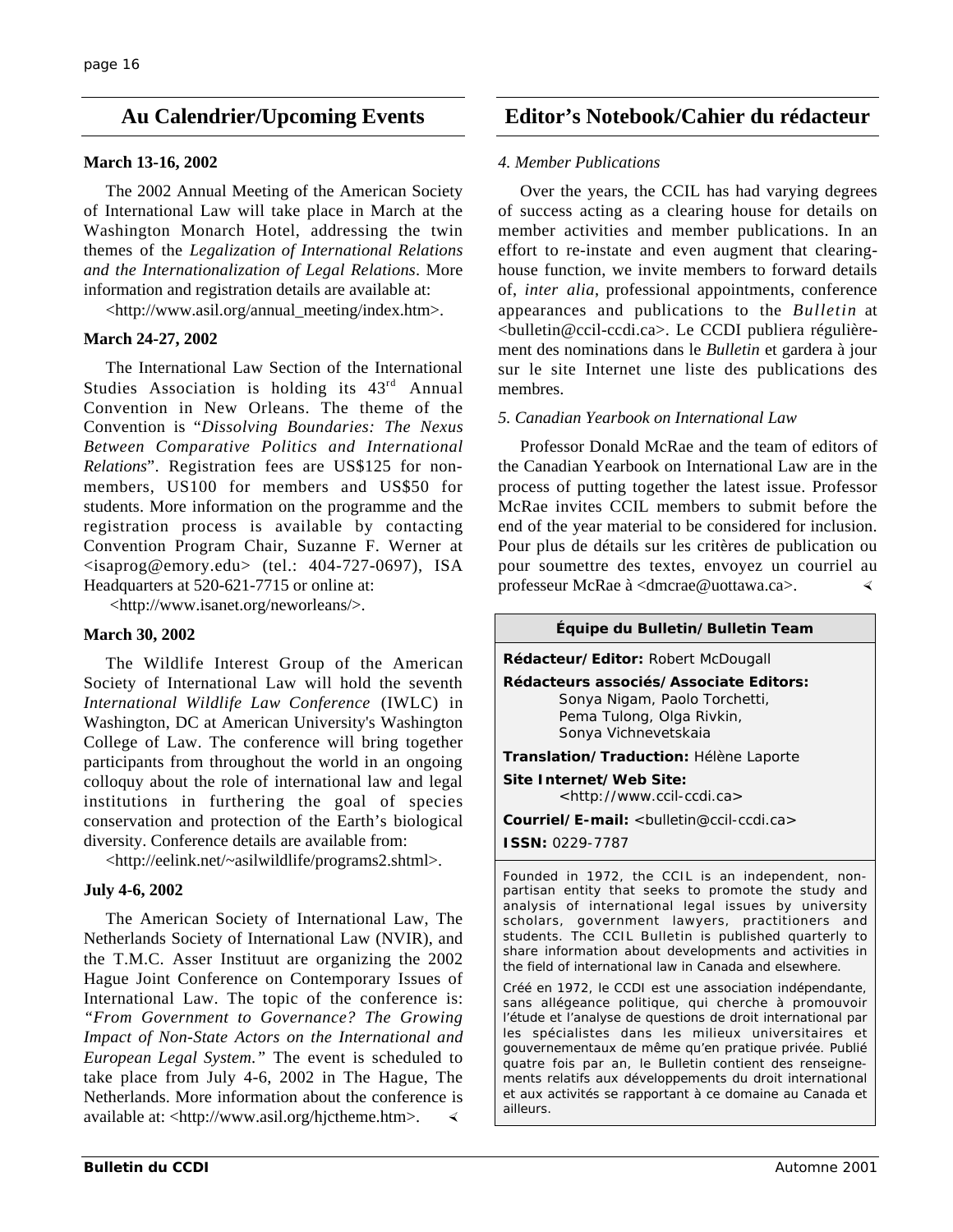## Au Calendrier/Upcoming Events

**March 13-16, 2002**

The 2002 Annual Meeting of the American Society of International Law will take place in March at the Washington Monarch Hotel, addressing the twin themes of the *Legalization of International Relations and the Internationalization of Legal Relations*. More information and registration details are available at:

<http://www.asil.org/annual_meeting/index.htm>.

**March 24-27, 2002**

The International Law Section of the International Studies Association is holding its 43rd Annual Convention in New Orleans. The theme of the Convention is "*Dissolving Boundaries: The Nexus Between Comparative Politics and International Relations*". Registration fees are US$125 for non-members, US100 for members and US$50 for students. More information on the programme and the registration process is available by contacting Convention Program Chair, Suzanne F. Werner at <isaprog@emory.edu> (tel.: 404-727-0697), ISA Headquarters at 520-621-7715 or online at:

<http://www.isanet.org/neworleans/>.

**March 30, 2002**

The Wildlife Interest Group of the American Society of International Law will hold the seventh *International Wildlife Law Conference* (IWLC) in Washington, DC at American University's Washington College of Law. The conference will bring together participants from throughout the world in an ongoing colloquy about the role of international law and legal institutions in furthering the goal of species conservation and protection of the Earth's biological diversity. Conference details are available from:

<http://eelink.net/~asilwildlife/programs2.shtml>.

**July 4-6, 2002**

The American Society of International Law, The Netherlands Society of International Law (NVIR), and the T.M.C. Asser Instituut are organizing the 2002 Hague Joint Conference on Contemporary Issues of International Law. The topic of the conference is: *"From Government to Governance? The Growing Impact of Non-State Actors on the International and European Legal System."* The event is scheduled to take place from July 4-6, 2002 in The Hague, The Netherlands. More information about the conference is available at: <http://www.asil.org/hjctheme.htm>.

## Editor's Notebook/Cahier du rédacteur

*4. Member Publications*

Over the years, the CCIL has had varying degrees of success acting as a clearing house for details on member activities and member publications. In an effort to re-instate and even augment that clearing-house function, we invite members to forward details of, *inter alia*, professional appointments, conference appearances and publications to the *Bulletin* at <bulletin@ccil-ccdi.ca>. Le CCDI publiera régulièrement des nominations dans le *Bulletin* et gardera à jour sur le site Internet une liste des publications des membres.

*5. Canadian Yearbook on International Law*

Professor Donald McRae and the team of editors of the Canadian Yearbook on International Law are in the process of putting together the latest issue. Professor McRae invites CCIL members to submit before the end of the year material to be considered for inclusion. Pour plus de détails sur les critères de publication ou pour soumettre des textes, envoyez un courriel au professeur McRae à <dmcrae@uottawa.ca>.

**Équipe du Bulletin/Bulletin Team**

**Rédacteur/Editor:** Robert McDougall

**Rédacteurs associés/Associate Editors:** Sonya Nigam, Paolo Torchetti, Pema Tulong, Olga Rivkin, Sonya Vichnevetskaia

**Translation/Traduction:** Hélène Laporte

**Site Internet/Web Site:** <http://www.ccil-ccdi.ca>

**Courriel/E-mail:** <bulletin@ccil-ccdi.ca>

**ISSN:** 0229-7787

Founded in 1972, the CCIL is an independent, non-partisan entity that seeks to promote the study and analysis of international legal issues by university scholars, government lawyers, practitioners and students. The CCIL Bulletin is published quarterly to share information about developments and activities in the field of international law in Canada and elsewhere.

Créé en 1972, le CCDI est une association indépendante, sans allégeance politique, qui cherche à promouvoir l'étude et l'analyse de questions de droit international par les spécialistes dans les milieux universitaires et gouvernementaux de même qu'en pratique privée. Publié quatre fois par an, le Bulletin contient des renseignements relatifs aux développements du droit international et aux activités se rapportant à ce domaine au Canada et ailleurs.